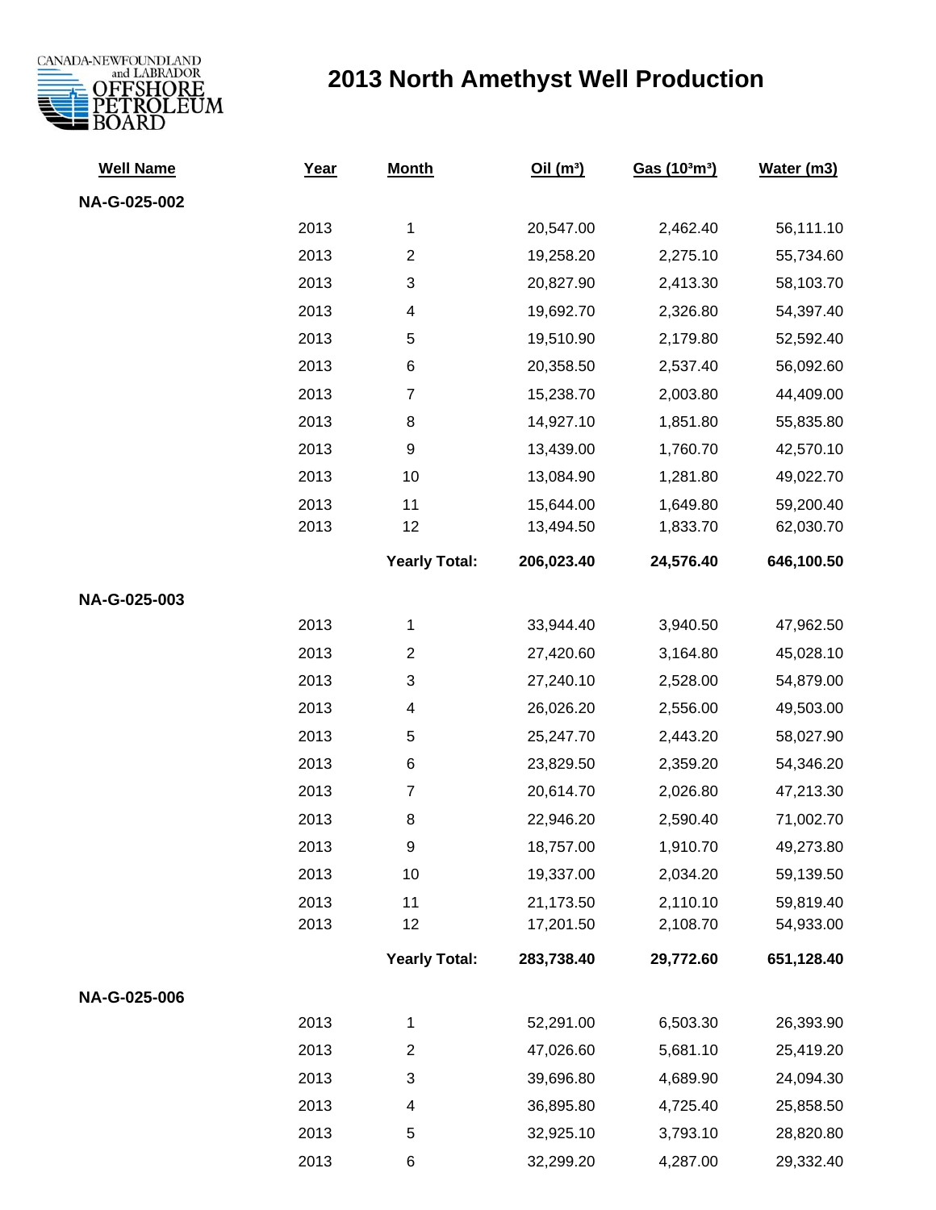CANADA-NEWFOUNDLAND and LABRADOR OFFSHORE PETROLEUM BOARD

# 2013 North Amethyst Well Production

| Well Name | Year | Month | Oil (m³) | Gas (10³m³) | Water (m3) |
|---|---|---|---|---|---|
| **NA-G-025-002** | | | | | |
| | 2013 | 1 | 20,547.00 | 2,462.40 | 56,111.10 |
| | 2013 | 2 | 19,258.20 | 2,275.10 | 55,734.60 |
| | 2013 | 3 | 20,827.90 | 2,413.30 | 58,103.70 |
| | 2013 | 4 | 19,692.70 | 2,326.80 | 54,397.40 |
| | 2013 | 5 | 19,510.90 | 2,179.80 | 52,592.40 |
| | 2013 | 6 | 20,358.50 | 2,537.40 | 56,092.60 |
| | 2013 | 7 | 15,238.70 | 2,003.80 | 44,409.00 |
| | 2013 | 8 | 14,927.10 | 1,851.80 | 55,835.80 |
| | 2013 | 9 | 13,439.00 | 1,760.70 | 42,570.10 |
| | 2013 | 10 | 13,084.90 | 1,281.80 | 49,022.70 |
| | 2013 | 11 | 15,644.00 | 1,649.80 | 59,200.40 |
| | 2013 | 12 | 13,494.50 | 1,833.70 | 62,030.70 |
| | | **Yearly Total:** | **206,023.40** | **24,576.40** | **646,100.50** |
| **NA-G-025-003** | | | | | |
| | 2013 | 1 | 33,944.40 | 3,940.50 | 47,962.50 |
| | 2013 | 2 | 27,420.60 | 3,164.80 | 45,028.10 |
| | 2013 | 3 | 27,240.10 | 2,528.00 | 54,879.00 |
| | 2013 | 4 | 26,026.20 | 2,556.00 | 49,503.00 |
| | 2013 | 5 | 25,247.70 | 2,443.20 | 58,027.90 |
| | 2013 | 6 | 23,829.50 | 2,359.20 | 54,346.20 |
| | 2013 | 7 | 20,614.70 | 2,026.80 | 47,213.30 |
| | 2013 | 8 | 22,946.20 | 2,590.40 | 71,002.70 |
| | 2013 | 9 | 18,757.00 | 1,910.70 | 49,273.80 |
| | 2013 | 10 | 19,337.00 | 2,034.20 | 59,139.50 |
| | 2013 | 11 | 21,173.50 | 2,110.10 | 59,819.40 |
| | 2013 | 12 | 17,201.50 | 2,108.70 | 54,933.00 |
| | | **Yearly Total:** | **283,738.40** | **29,772.60** | **651,128.40** |
| **NA-G-025-006** | | | | | |
| | 2013 | 1 | 52,291.00 | 6,503.30 | 26,393.90 |
| | 2013 | 2 | 47,026.60 | 5,681.10 | 25,419.20 |
| | 2013 | 3 | 39,696.80 | 4,689.90 | 24,094.30 |
| | 2013 | 4 | 36,895.80 | 4,725.40 | 25,858.50 |
| | 2013 | 5 | 32,925.10 | 3,793.10 | 28,820.80 |
| | 2013 | 6 | 32,299.20 | 4,287.00 | 29,332.40 |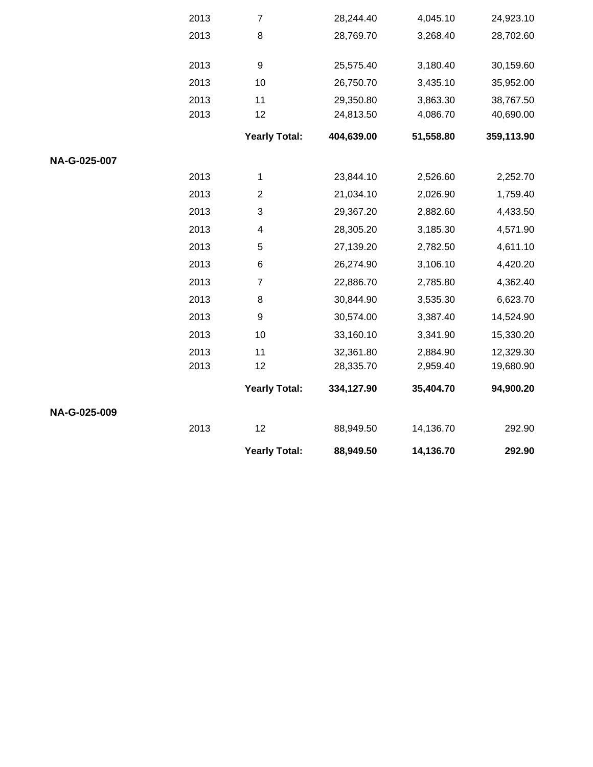| | | | | | |
|---|---|---|---|---|---|
| | 2013 | 7 | 28,244.40 | 4,045.10 | 24,923.10 |
| | 2013 | 8 | 28,769.70 | 3,268.40 | 28,702.60 |
| | 2013 | 9 | 25,575.40 | 3,180.40 | 30,159.60 |
| | 2013 | 10 | 26,750.70 | 3,435.10 | 35,952.00 |
| | 2013 | 11 | 29,350.80 | 3,863.30 | 38,767.50 |
| | 2013 | 12 | 24,813.50 | 4,086.70 | 40,690.00 |
| | | **Yearly Total:** | **404,639.00** | **51,558.80** | **359,113.90** |
| **NA-G-025-007** | | | | | |
| | 2013 | 1 | 23,844.10 | 2,526.60 | 2,252.70 |
| | 2013 | 2 | 21,034.10 | 2,026.90 | 1,759.40 |
| | 2013 | 3 | 29,367.20 | 2,882.60 | 4,433.50 |
| | 2013 | 4 | 28,305.20 | 3,185.30 | 4,571.90 |
| | 2013 | 5 | 27,139.20 | 2,782.50 | 4,611.10 |
| | 2013 | 6 | 26,274.90 | 3,106.10 | 4,420.20 |
| | 2013 | 7 | 22,886.70 | 2,785.80 | 4,362.40 |
| | 2013 | 8 | 30,844.90 | 3,535.30 | 6,623.70 |
| | 2013 | 9 | 30,574.00 | 3,387.40 | 14,524.90 |
| | 2013 | 10 | 33,160.10 | 3,341.90 | 15,330.20 |
| | 2013 | 11 | 32,361.80 | 2,884.90 | 12,329.30 |
| | 2013 | 12 | 28,335.70 | 2,959.40 | 19,680.90 |
| | | **Yearly Total:** | **334,127.90** | **35,404.70** | **94,900.20** |
| **NA-G-025-009** | | | | | |
| | 2013 | 12 | 88,949.50 | 14,136.70 | 292.90 |
| | | **Yearly Total:** | **88,949.50** | **14,136.70** | **292.90** |